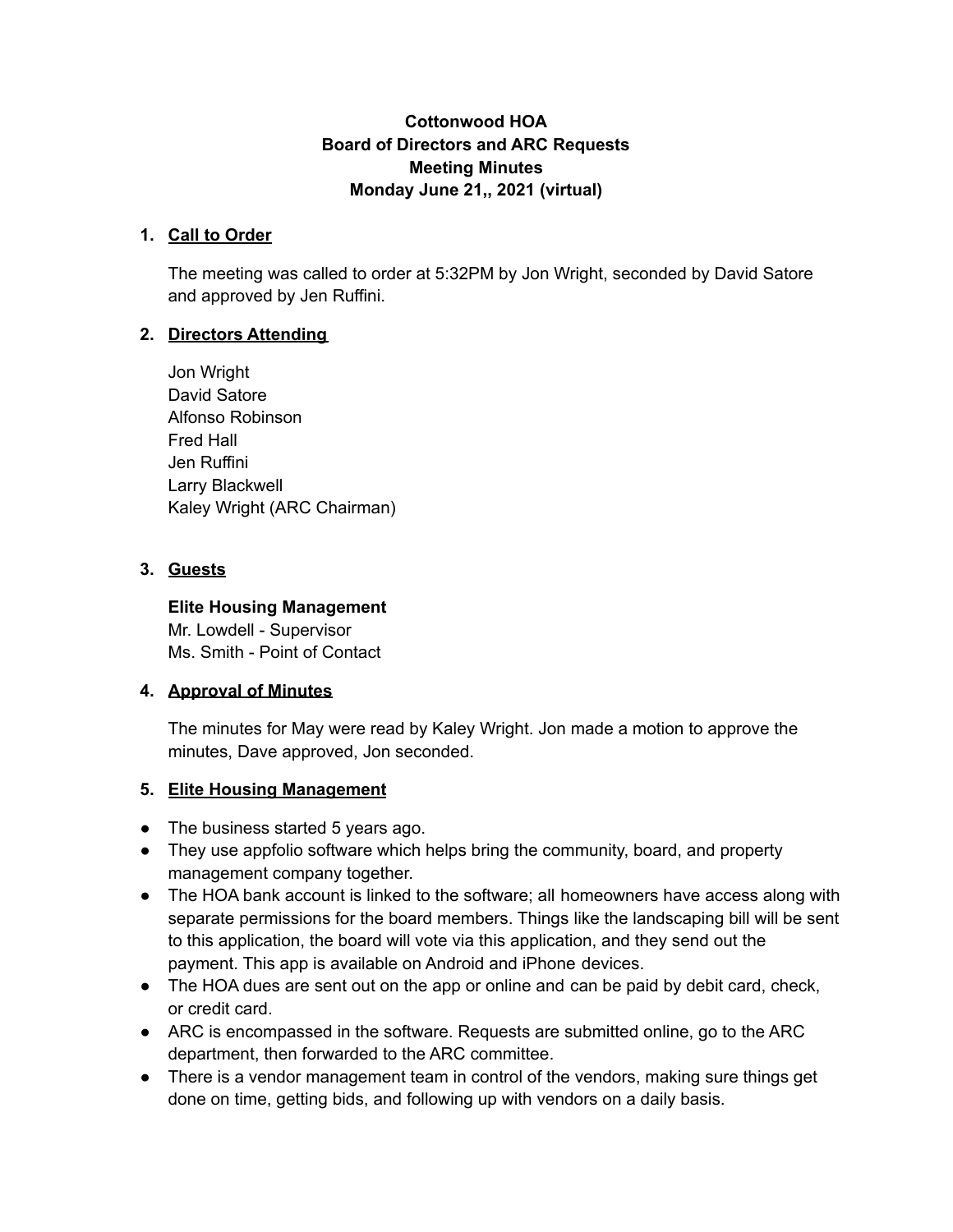# Cottonwood HOA
## Board of Directors and ARC Requests
## Meeting Minutes
## Monday June 21,, 2021 (virtual)

1. **Call to Order**

   The meeting was called to order at 5:32PM by Jon Wright, seconded by David Satore and approved by Jen Ruffini.

2. **Directors Attending**

   Jon Wright
   David Satore
   Alfonso Robinson
   Fred Hall
   Jen Ruffini
   Larry Blackwell
   Kaley Wright (ARC Chairman)

3. **Guests**

   **Elite Housing Management**
   Mr. Lowdell - Supervisor
   Ms. Smith - Point of Contact

4. **Approval of Minutes**

   The minutes for May were read by Kaley Wright. Jon made a motion to approve the minutes, Dave approved, Jon seconded.

5. **Elite Housing Management**

- The business started 5 years ago.
- They use appfolio software which helps bring the community, board, and property management company together.
- The HOA bank account is linked to the software; all homeowners have access along with separate permissions for the board members. Things like the landscaping bill will be sent to this application, the board will vote via this application, and they send out the payment. This app is available on Android and iPhone devices.
- The HOA dues are sent out on the app or online and can be paid by debit card, check, or credit card.
- ARC is encompassed in the software. Requests are submitted online, go to the ARC department, then forwarded to the ARC committee.
- There is a vendor management team in control of the vendors, making sure things get done on time, getting bids, and following up with vendors on a daily basis.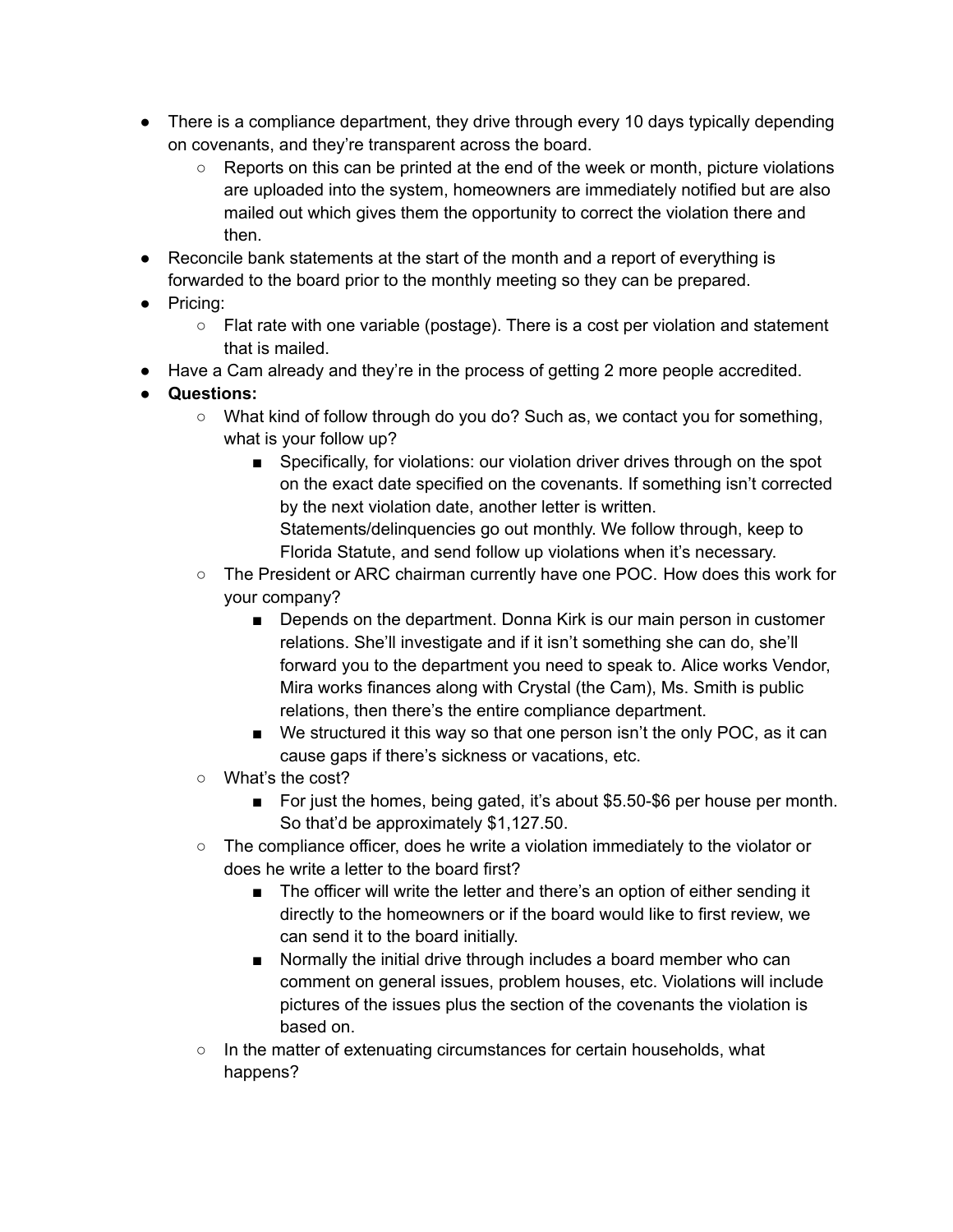- There is a compliance department, they drive through every 10 days typically depending on covenants, and they're transparent across the board.
    - Reports on this can be printed at the end of the week or month, picture violations are uploaded into the system, homeowners are immediately notified but are also mailed out which gives them the opportunity to correct the violation there and then.
- Reconcile bank statements at the start of the month and a report of everything is forwarded to the board prior to the monthly meeting so they can be prepared.
- Pricing:
    - Flat rate with one variable (postage). There is a cost per violation and statement that is mailed.
- Have a Cam already and they're in the process of getting 2 more people accredited.
- **Questions:**
    - What kind of follow through do you do? Such as, we contact you for something, what is your follow up?
        - Specifically, for violations: our violation driver drives through on the spot on the exact date specified on the covenants. If something isn't corrected by the next violation date, another letter is written. Statements/delinquencies go out monthly. We follow through, keep to Florida Statute, and send follow up violations when it's necessary.
    - The President or ARC chairman currently have one POC. How does this work for your company?
        - Depends on the department. Donna Kirk is our main person in customer relations. She'll investigate and if it isn't something she can do, she'll forward you to the department you need to speak to. Alice works Vendor, Mira works finances along with Crystal (the Cam), Ms. Smith is public relations, then there's the entire compliance department.
        - We structured it this way so that one person isn't the only POC, as it can cause gaps if there's sickness or vacations, etc.
    - What's the cost?
        - For just the homes, being gated, it's about $5.50-$6 per house per month. So that'd be approximately $1,127.50.
    - The compliance officer, does he write a violation immediately to the violator or does he write a letter to the board first?
        - The officer will write the letter and there's an option of either sending it directly to the homeowners or if the board would like to first review, we can send it to the board initially.
        - Normally the initial drive through includes a board member who can comment on general issues, problem houses, etc. Violations will include pictures of the issues plus the section of the covenants the violation is based on.
    - In the matter of extenuating circumstances for certain households, what happens?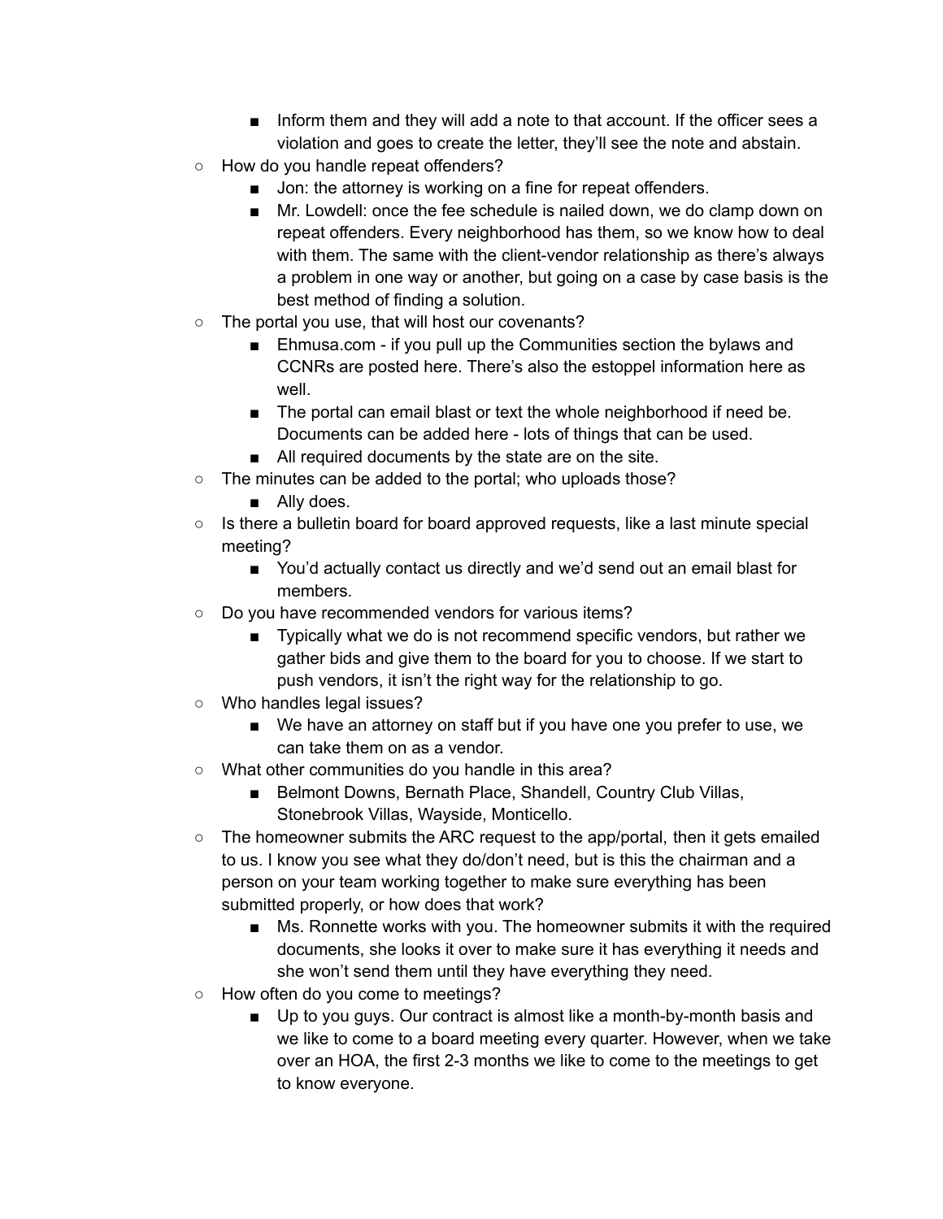- Inform them and they will add a note to that account. If the officer sees a violation and goes to create the letter, they'll see the note and abstain.
- How do you handle repeat offenders?
    - Jon: the attorney is working on a fine for repeat offenders.
    - Mr. Lowdell: once the fee schedule is nailed down, we do clamp down on repeat offenders. Every neighborhood has them, so we know how to deal with them. The same with the client-vendor relationship as there's always a problem in one way or another, but going on a case by case basis is the best method of finding a solution.
- The portal you use, that will host our covenants?
    - Ehmusa.com - if you pull up the Communities section the bylaws and CCNRs are posted here. There's also the estoppel information here as well.
    - The portal can email blast or text the whole neighborhood if need be. Documents can be added here - lots of things that can be used.
    - All required documents by the state are on the site.
- The minutes can be added to the portal; who uploads those?
    - Ally does.
- Is there a bulletin board for board approved requests, like a last minute special meeting?
    - You'd actually contact us directly and we'd send out an email blast for members.
- Do you have recommended vendors for various items?
    - Typically what we do is not recommend specific vendors, but rather we gather bids and give them to the board for you to choose. If we start to push vendors, it isn't the right way for the relationship to go.
- Who handles legal issues?
    - We have an attorney on staff but if you have one you prefer to use, we can take them on as a vendor.
- What other communities do you handle in this area?
    - Belmont Downs, Bernath Place, Shandell, Country Club Villas, Stonebrook Villas, Wayside, Monticello.
- The homeowner submits the ARC request to the app/portal, then it gets emailed to us. I know you see what they do/don't need, but is this the chairman and a person on your team working together to make sure everything has been submitted properly, or how does that work?
    - Ms. Ronnette works with you. The homeowner submits it with the required documents, she looks it over to make sure it has everything it needs and she won't send them until they have everything they need.
- How often do you come to meetings?
    - Up to you guys. Our contract is almost like a month-by-month basis and we like to come to a board meeting every quarter. However, when we take over an HOA, the first 2-3 months we like to come to the meetings to get to know everyone.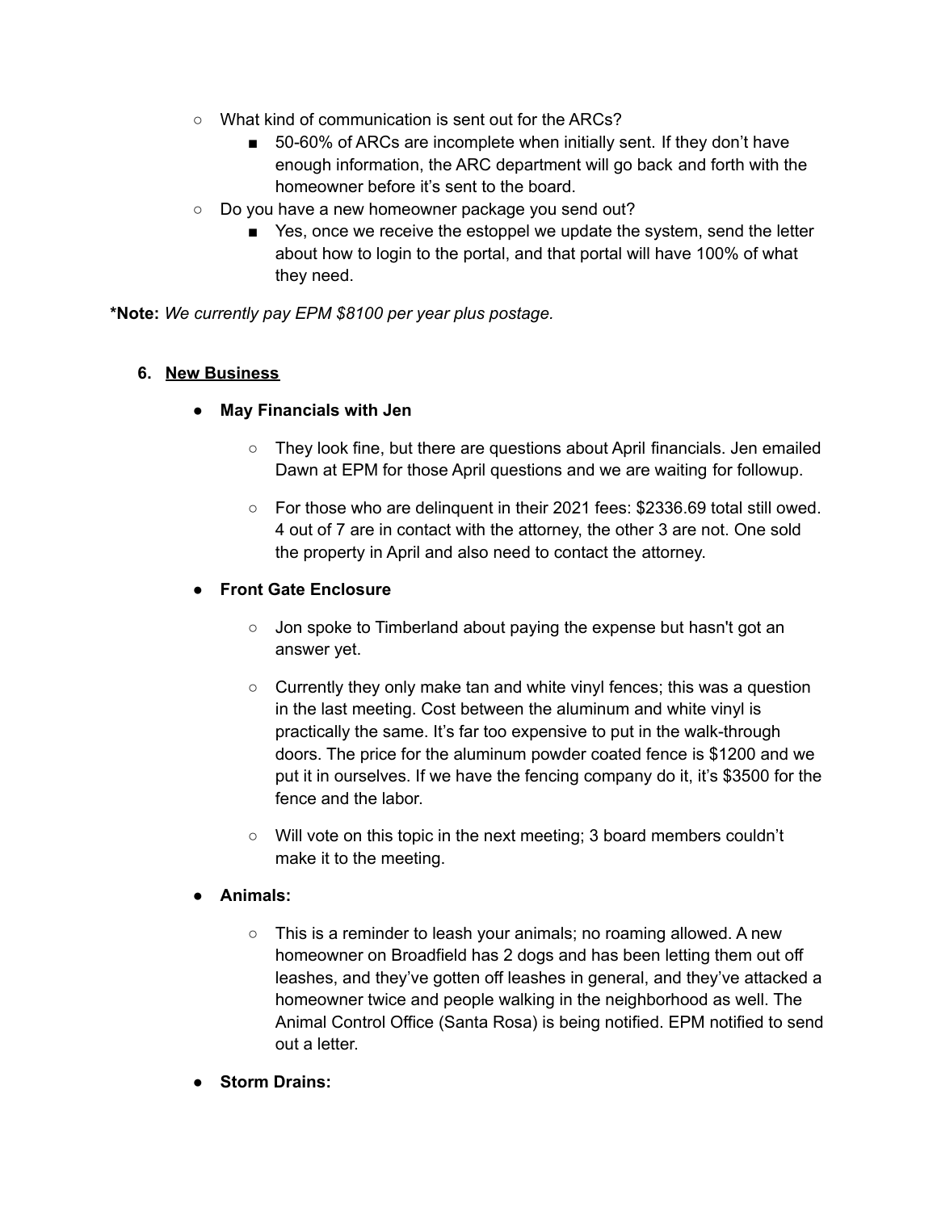- What kind of communication is sent out for the ARCs?
  - 50-60% of ARCs are incomplete when initially sent. If they don't have enough information, the ARC department will go back and forth with the homeowner before it's sent to the board.
- Do you have a new homeowner package you send out?
  - Yes, once we receive the estoppel we update the system, send the letter about how to login to the portal, and that portal will have 100% of what they need.

***Note:** *We currently pay EPM $8100 per year plus postage.*

6. <u>**New Business**</u>

- **May Financials with Jen**
  - They look fine, but there are questions about April financials. Jen emailed Dawn at EPM for those April questions and we are waiting for followup.
  - For those who are delinquent in their 2021 fees: $2336.69 total still owed. 4 out of 7 are in contact with the attorney, the other 3 are not. One sold the property in April and also need to contact the attorney.
- **Front Gate Enclosure**
  - Jon spoke to Timberland about paying the expense but hasn't got an answer yet.
  - Currently they only make tan and white vinyl fences; this was a question in the last meeting. Cost between the aluminum and white vinyl is practically the same. It's far too expensive to put in the walk-through doors. The price for the aluminum powder coated fence is $1200 and we put it in ourselves. If we have the fencing company do it, it's $3500 for the fence and the labor.
  - Will vote on this topic in the next meeting; 3 board members couldn't make it to the meeting.
- **Animals:**
  - This is a reminder to leash your animals; no roaming allowed. A new homeowner on Broadfield has 2 dogs and has been letting them out off leashes, and they've gotten off leashes in general, and they've attacked a homeowner twice and people walking in the neighborhood as well. The Animal Control Office (Santa Rosa) is being notified. EPM notified to send out a letter.
- **Storm Drains:**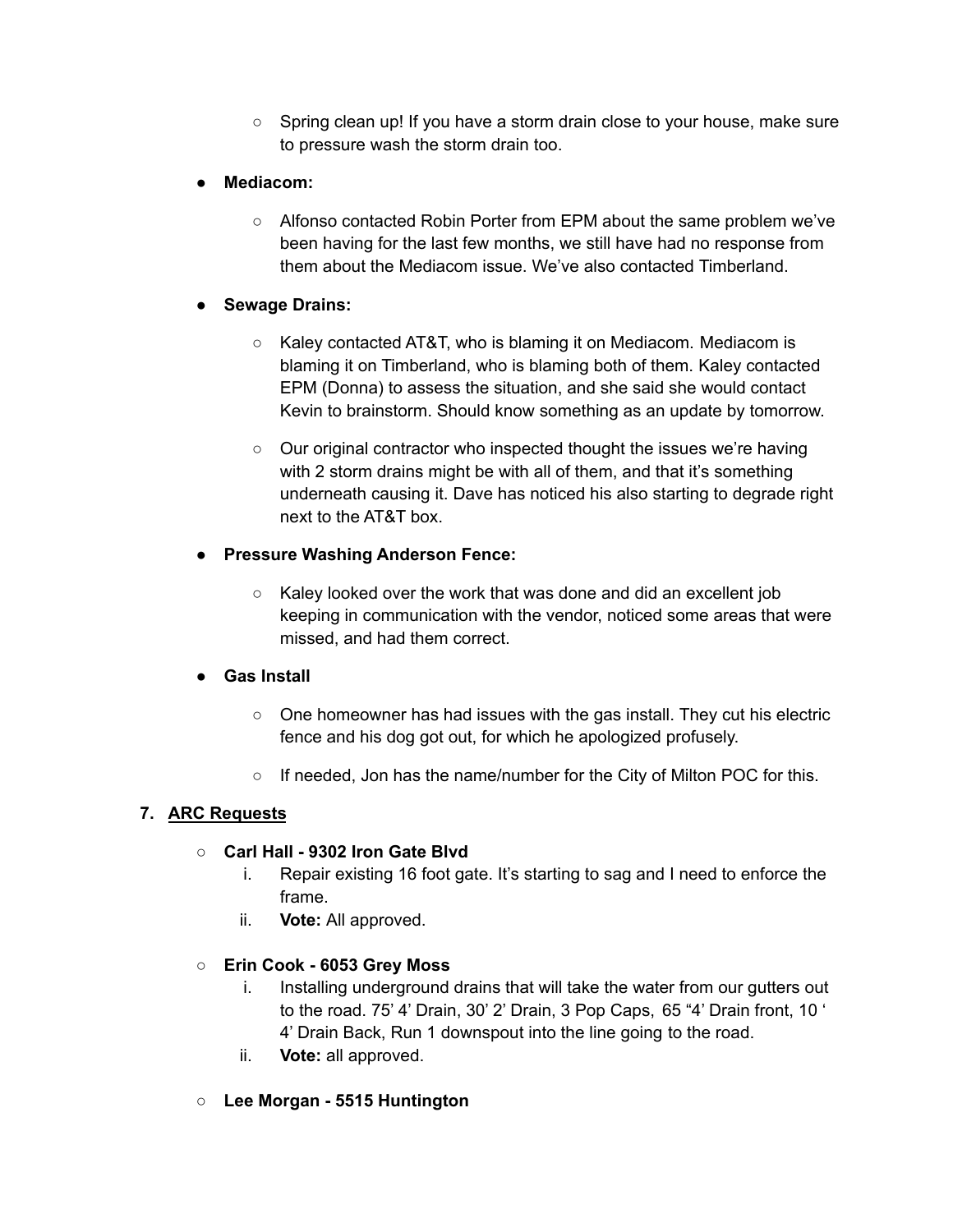- Spring clean up! If you have a storm drain close to your house, make sure to pressure wash the storm drain too.

- **Mediacom:**
  - Alfonso contacted Robin Porter from EPM about the same problem we've been having for the last few months, we still have had no response from them about the Mediacom issue. We've also contacted Timberland.

- **Sewage Drains:**
  - Kaley contacted AT&T, who is blaming it on Mediacom. Mediacom is blaming it on Timberland, who is blaming both of them. Kaley contacted EPM (Donna) to assess the situation, and she said she would contact Kevin to brainstorm. Should know something as an update by tomorrow.
  - Our original contractor who inspected thought the issues we're having with 2 storm drains might be with all of them, and that it's something underneath causing it. Dave has noticed his also starting to degrade right next to the AT&T box.

- **Pressure Washing Anderson Fence:**
  - Kaley looked over the work that was done and did an excellent job keeping in communication with the vendor, noticed some areas that were missed, and had them correct.

- **Gas Install**
  - One homeowner has had issues with the gas install. They cut his electric fence and his dog got out, for which he apologized profusely.
  - If needed, Jon has the name/number for the City of Milton POC for this.

7. **ARC Requests**

- **Carl Hall - 9302 Iron Gate Blvd**
  1. Repair existing 16 foot gate. It's starting to sag and I need to enforce the frame.
  2. **Vote:** All approved.

- **Erin Cook - 6053 Grey Moss**
  1. Installing underground drains that will take the water from our gutters out to the road. 75' 4' Drain, 30' 2' Drain, 3 Pop Caps, 65 "4' Drain front, 10 ' 4' Drain Back, Run 1 downspout into the line going to the road.
  2. **Vote:** all approved.

- **Lee Morgan - 5515 Huntington**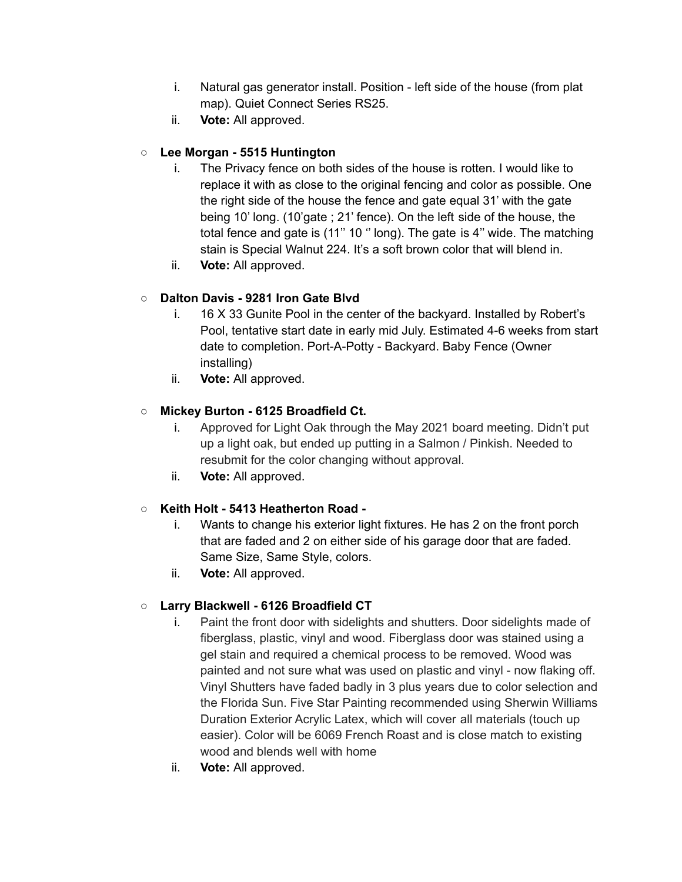i. Natural gas generator install. Position - left side of the house (from plat map). Quiet Connect Series RS25.
ii. **Vote:** All approved.

- **Lee Morgan - 5515 Huntington**
  i. The Privacy fence on both sides of the house is rotten. I would like to replace it with as close to the original fencing and color as possible. One the right side of the house the fence and gate equal 31' with the gate being 10' long. (10'gate ; 21' fence). On the left side of the house, the total fence and gate is (11'' 10 '' long). The gate is 4'' wide. The matching stain is Special Walnut 224. It's a soft brown color that will blend in.
  ii. **Vote:** All approved.

- **Dalton Davis - 9281 Iron Gate Blvd**
  i. 16 X 33 Gunite Pool in the center of the backyard. Installed by Robert's Pool, tentative start date in early mid July. Estimated 4-6 weeks from start date to completion. Port-A-Potty - Backyard. Baby Fence (Owner installing)
  ii. **Vote:** All approved.

- **Mickey Burton - 6125 Broadfield Ct.**
  i. Approved for Light Oak through the May 2021 board meeting. Didn't put up a light oak, but ended up putting in a Salmon / Pinkish. Needed to resubmit for the color changing without approval.
  ii. **Vote:** All approved.

- **Keith Holt - 5413 Heatherton Road -**
  i. Wants to change his exterior light fixtures. He has 2 on the front porch that are faded and 2 on either side of his garage door that are faded. Same Size, Same Style, colors.
  ii. **Vote:** All approved.

- **Larry Blackwell - 6126 Broadfield CT**
  i. Paint the front door with sidelights and shutters. Door sidelights made of fiberglass, plastic, vinyl and wood. Fiberglass door was stained using a gel stain and required a chemical process to be removed. Wood was painted and not sure what was used on plastic and vinyl - now flaking off. Vinyl Shutters have faded badly in 3 plus years due to color selection and the Florida Sun. Five Star Painting recommended using Sherwin Williams Duration Exterior Acrylic Latex, which will cover all materials (touch up easier). Color will be 6069 French Roast and is close match to existing wood and blends well with home
  ii. **Vote:** All approved.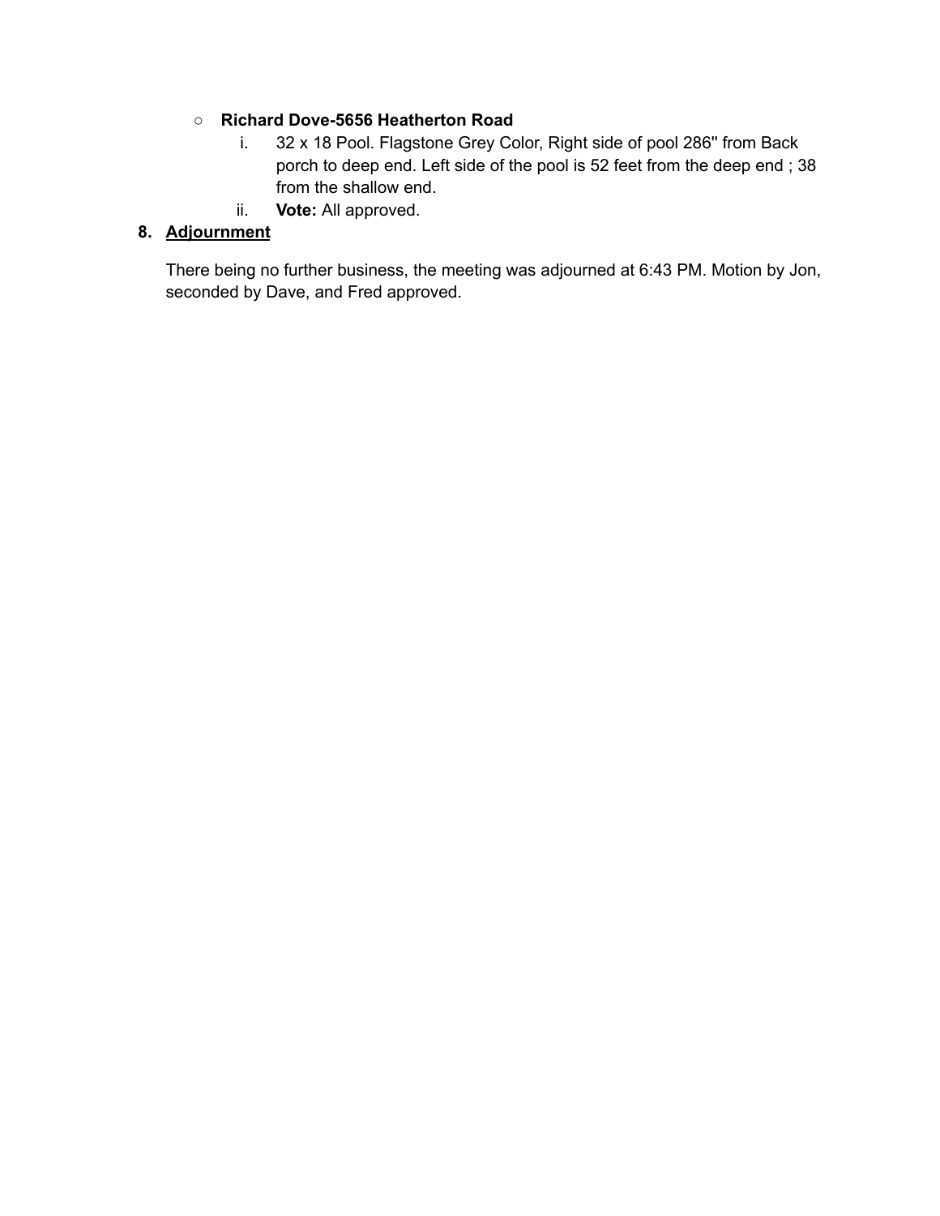- **Richard Dove-5656 Heatherton Road**
    1. 32 x 18 Pool. Flagstone Grey Color, Right side of pool 286'' from Back porch to deep end. Left side of the pool is 52 feet from the deep end ; 38 from the shallow end.
    2. **Vote:** All approved.

8. <u>**Adjournment**</u>

   There being no further business, the meeting was adjourned at 6:43 PM. Motion by Jon, seconded by Dave, and Fred approved.